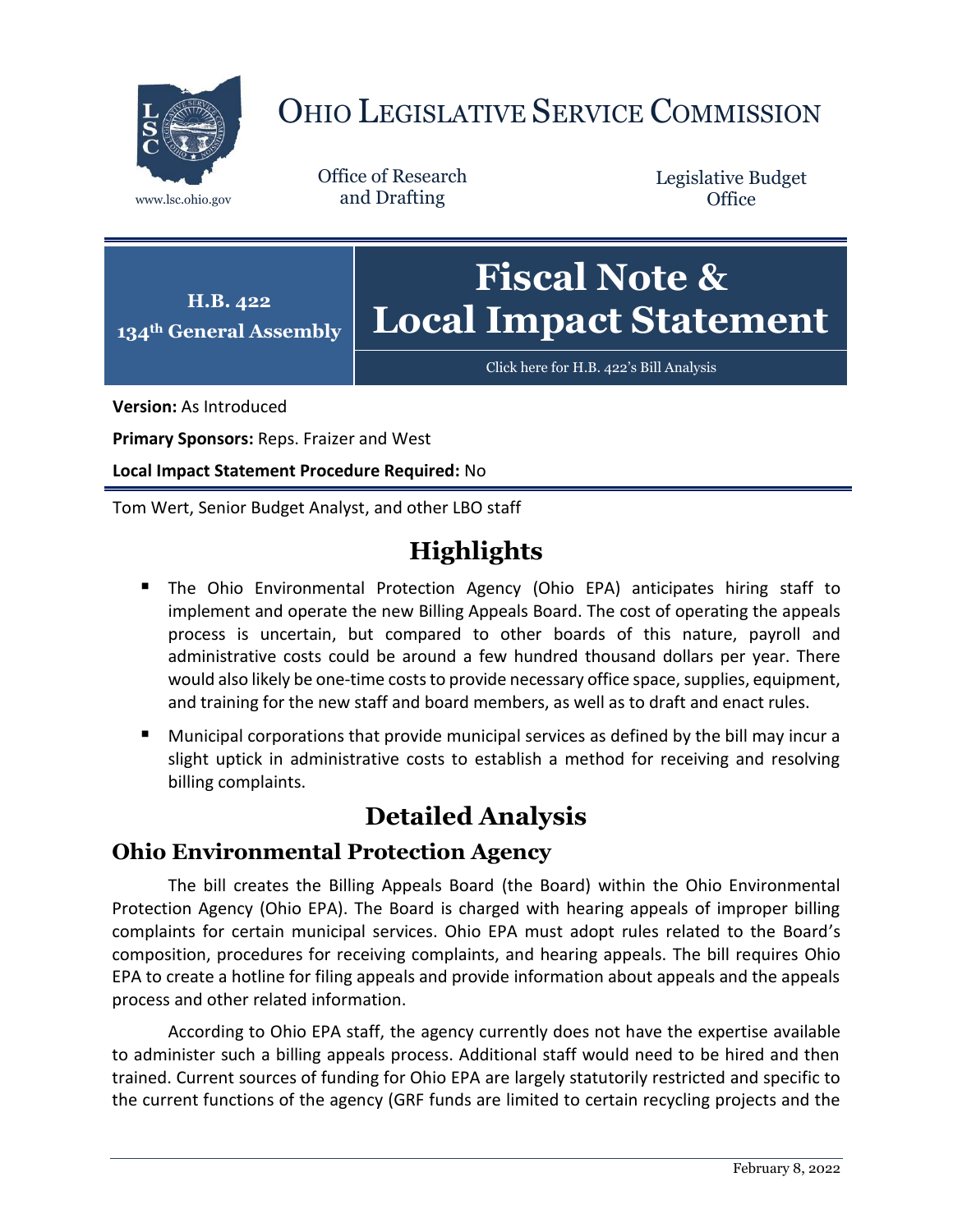# OHIO LEGISLATIVE SERVICE COMMISSION

www.lsc.ohio.gov

Office of Research and Drafting

Legislative Budget Office

**H.B. 422**
**134th General Assembly**

# Fiscal Note & Local Impact Statement

Click here for H.B. 422's Bill Analysis

**Version:** As Introduced

**Primary Sponsors:** Reps. Fraizer and West

**Local Impact Statement Procedure Required:** No

Tom Wert, Senior Budget Analyst, and other LBO staff

## Highlights

- The Ohio Environmental Protection Agency (Ohio EPA) anticipates hiring staff to implement and operate the new Billing Appeals Board. The cost of operating the appeals process is uncertain, but compared to other boards of this nature, payroll and administrative costs could be around a few hundred thousand dollars per year. There would also likely be one-time costs to provide necessary office space, supplies, equipment, and training for the new staff and board members, as well as to draft and enact rules.
- Municipal corporations that provide municipal services as defined by the bill may incur a slight uptick in administrative costs to establish a method for receiving and resolving billing complaints.

## Detailed Analysis

### Ohio Environmental Protection Agency

The bill creates the Billing Appeals Board (the Board) within the Ohio Environmental Protection Agency (Ohio EPA). The Board is charged with hearing appeals of improper billing complaints for certain municipal services. Ohio EPA must adopt rules related to the Board's composition, procedures for receiving complaints, and hearing appeals. The bill requires Ohio EPA to create a hotline for filing appeals and provide information about appeals and the appeals process and other related information.

According to Ohio EPA staff, the agency currently does not have the expertise available to administer such a billing appeals process. Additional staff would need to be hired and then trained. Current sources of funding for Ohio EPA are largely statutorily restricted and specific to the current functions of the agency (GRF funds are limited to certain recycling projects and the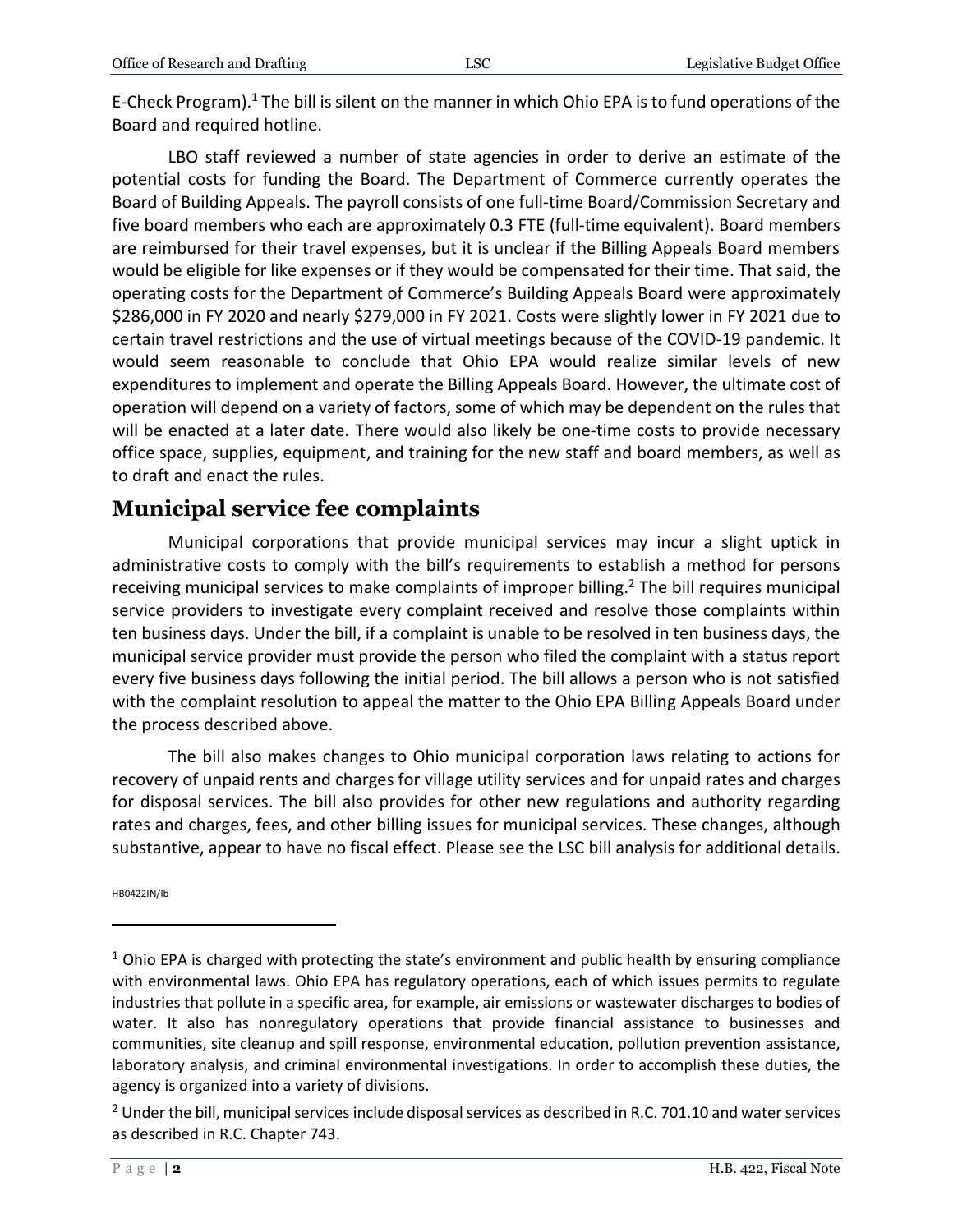E-Check Program).[1] The bill is silent on the manner in which Ohio EPA is to fund operations of the Board and required hotline.

LBO staff reviewed a number of state agencies in order to derive an estimate of the potential costs for funding the Board. The Department of Commerce currently operates the Board of Building Appeals. The payroll consists of one full-time Board/Commission Secretary and five board members who each are approximately 0.3 FTE (full-time equivalent). Board members are reimbursed for their travel expenses, but it is unclear if the Billing Appeals Board members would be eligible for like expenses or if they would be compensated for their time. That said, the operating costs for the Department of Commerce's Building Appeals Board were approximately $286,000 in FY 2020 and nearly $279,000 in FY 2021. Costs were slightly lower in FY 2021 due to certain travel restrictions and the use of virtual meetings because of the COVID-19 pandemic. It would seem reasonable to conclude that Ohio EPA would realize similar levels of new expenditures to implement and operate the Billing Appeals Board. However, the ultimate cost of operation will depend on a variety of factors, some of which may be dependent on the rules that will be enacted at a later date. There would also likely be one-time costs to provide necessary office space, supplies, equipment, and training for the new staff and board members, as well as to draft and enact the rules.

## Municipal service fee complaints

Municipal corporations that provide municipal services may incur a slight uptick in administrative costs to comply with the bill's requirements to establish a method for persons receiving municipal services to make complaints of improper billing.[2] The bill requires municipal service providers to investigate every complaint received and resolve those complaints within ten business days. Under the bill, if a complaint is unable to be resolved in ten business days, the municipal service provider must provide the person who filed the complaint with a status report every five business days following the initial period. The bill allows a person who is not satisfied with the complaint resolution to appeal the matter to the Ohio EPA Billing Appeals Board under the process described above.

The bill also makes changes to Ohio municipal corporation laws relating to actions for recovery of unpaid rents and charges for village utility services and for unpaid rates and charges for disposal services. The bill also provides for other new regulations and authority regarding rates and charges, fees, and other billing issues for municipal services. These changes, although substantive, appear to have no fiscal effect. Please see the LSC bill analysis for additional details.

HB0422IN/lb

---

[1] Ohio EPA is charged with protecting the state's environment and public health by ensuring compliance with environmental laws. Ohio EPA has regulatory operations, each of which issues permits to regulate industries that pollute in a specific area, for example, air emissions or wastewater discharges to bodies of water. It also has nonregulatory operations that provide financial assistance to businesses and communities, site cleanup and spill response, environmental education, pollution prevention assistance, laboratory analysis, and criminal environmental investigations. In order to accomplish these duties, the agency is organized into a variety of divisions.

[2] Under the bill, municipal services include disposal services as described in R.C. 701.10 and water services as described in R.C. Chapter 743.